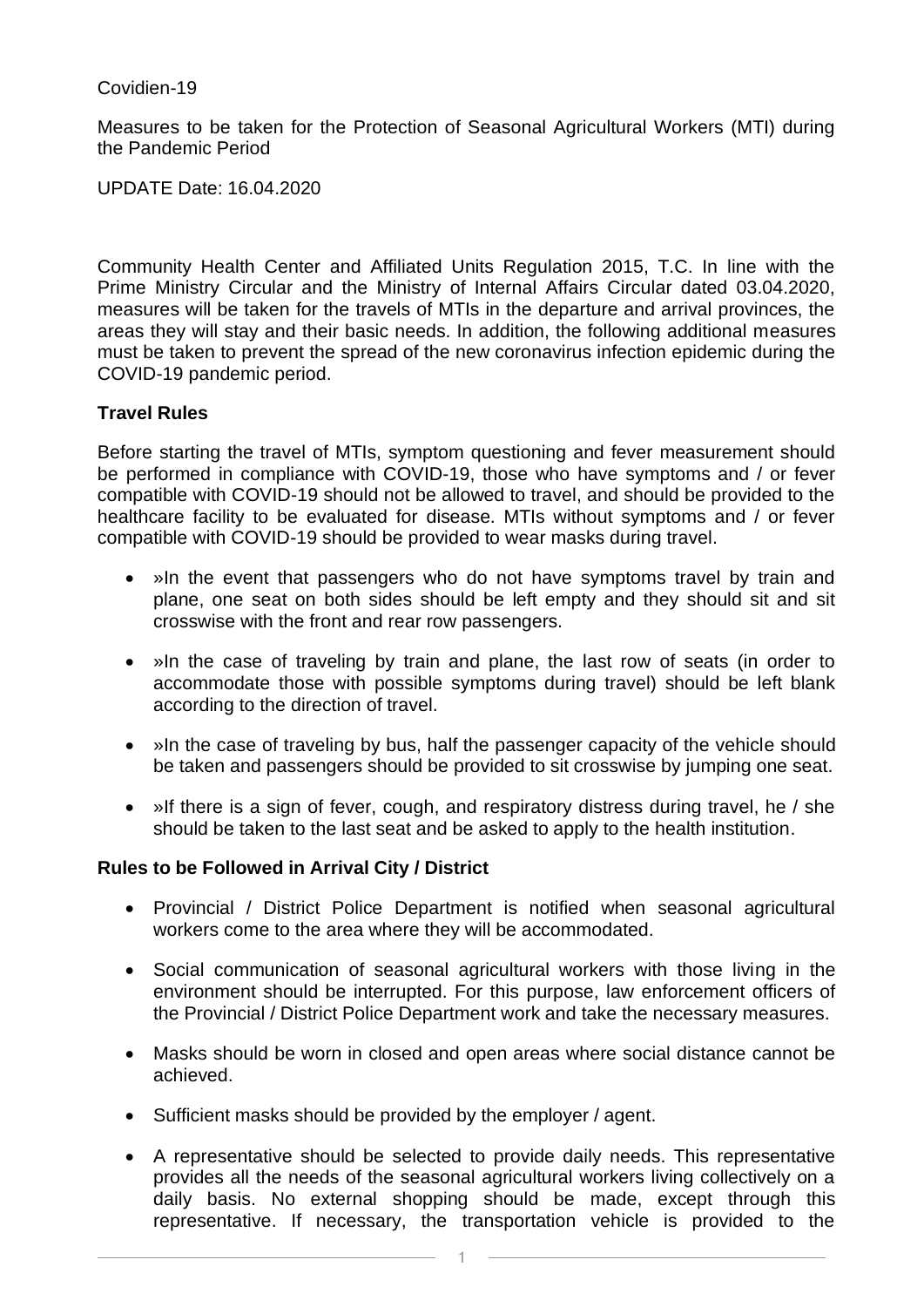Covidien-19

Measures to be taken for the Protection of Seasonal Agricultural Workers (MTI) during the Pandemic Period

UPDATE Date: 16.04.2020

Community Health Center and Affiliated Units Regulation 2015, T.C. In line with the Prime Ministry Circular and the Ministry of Internal Affairs Circular dated 03.04.2020, measures will be taken for the travels of MTIs in the departure and arrival provinces, the areas they will stay and their basic needs. In addition, the following additional measures must be taken to prevent the spread of the new coronavirus infection epidemic during the COVID-19 pandemic period.

### Travel Rules

Before starting the travel of MTIs, symptom questioning and fever measurement should be performed in compliance with COVID-19, those who have symptoms and / or fever compatible with COVID-19 should not be allowed to travel, and should be provided to the healthcare facility to be evaluated for disease. MTIs without symptoms and / or fever compatible with COVID-19 should be provided to wear masks during travel.

- »In the event that passengers who do not have symptoms travel by train and plane, one seat on both sides should be left empty and they should sit and sit crosswise with the front and rear row passengers.
- »In the case of traveling by train and plane, the last row of seats (in order to accommodate those with possible symptoms during travel) should be left blank according to the direction of travel.
- »In the case of traveling by bus, half the passenger capacity of the vehicle should be taken and passengers should be provided to sit crosswise by jumping one seat.
- »If there is a sign of fever, cough, and respiratory distress during travel, he / she should be taken to the last seat and be asked to apply to the health institution.

### Rules to be Followed in Arrival City / District

- Provincial / District Police Department is notified when seasonal agricultural workers come to the area where they will be accommodated.
- Social communication of seasonal agricultural workers with those living in the environment should be interrupted. For this purpose, law enforcement officers of the Provincial / District Police Department work and take the necessary measures.
- Masks should be worn in closed and open areas where social distance cannot be achieved.
- Sufficient masks should be provided by the employer / agent.
- A representative should be selected to provide daily needs. This representative provides all the needs of the seasonal agricultural workers living collectively on a daily basis. No external shopping should be made, except through this representative. If necessary, the transportation vehicle is provided to the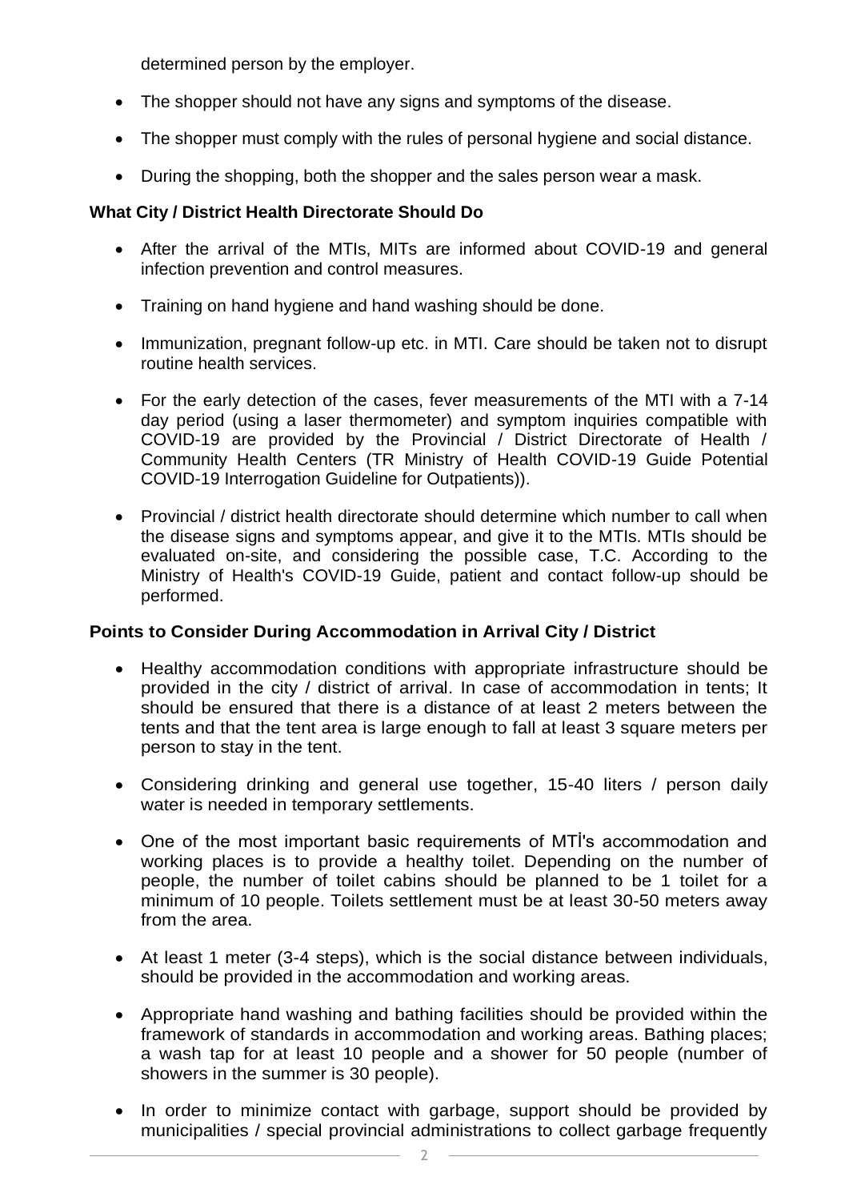determined person by the employer.

- The shopper should not have any signs and symptoms of the disease.
- The shopper must comply with the rules of personal hygiene and social distance.
- During the shopping, both the shopper and the sales person wear a mask.

**What City / District Health Directorate Should Do**

- After the arrival of the MTIs, MITs are informed about COVID-19 and general infection prevention and control measures.
- Training on hand hygiene and hand washing should be done.
- Immunization, pregnant follow-up etc. in MTI. Care should be taken not to disrupt routine health services.
- For the early detection of the cases, fever measurements of the MTI with a 7-14 day period (using a laser thermometer) and symptom inquiries compatible with COVID-19 are provided by the Provincial / District Directorate of Health / Community Health Centers (TR Ministry of Health COVID-19 Guide Potential COVID-19 Interrogation Guideline for Outpatients)).
- Provincial / district health directorate should determine which number to call when the disease signs and symptoms appear, and give it to the MTIs. MTIs should be evaluated on-site, and considering the possible case, T.C. According to the Ministry of Health's COVID-19 Guide, patient and contact follow-up should be performed.

**Points to Consider During Accommodation in Arrival City / District**

- Healthy accommodation conditions with appropriate infrastructure should be provided in the city / district of arrival. In case of accommodation in tents; It should be ensured that there is a distance of at least 2 meters between the tents and that the tent area is large enough to fall at least 3 square meters per person to stay in the tent.
- Considering drinking and general use together, 15-40 liters / person daily water is needed in temporary settlements.
- One of the most important basic requirements of MTİ's accommodation and working places is to provide a healthy toilet. Depending on the number of people, the number of toilet cabins should be planned to be 1 toilet for a minimum of 10 people. Toilets settlement must be at least 30-50 meters away from the area.
- At least 1 meter (3-4 steps), which is the social distance between individuals, should be provided in the accommodation and working areas.
- Appropriate hand washing and bathing facilities should be provided within the framework of standards in accommodation and working areas. Bathing places; a wash tap for at least 10 people and a shower for 50 people (number of showers in the summer is 30 people).
- In order to minimize contact with garbage, support should be provided by municipalities / special provincial administrations to collect garbage frequently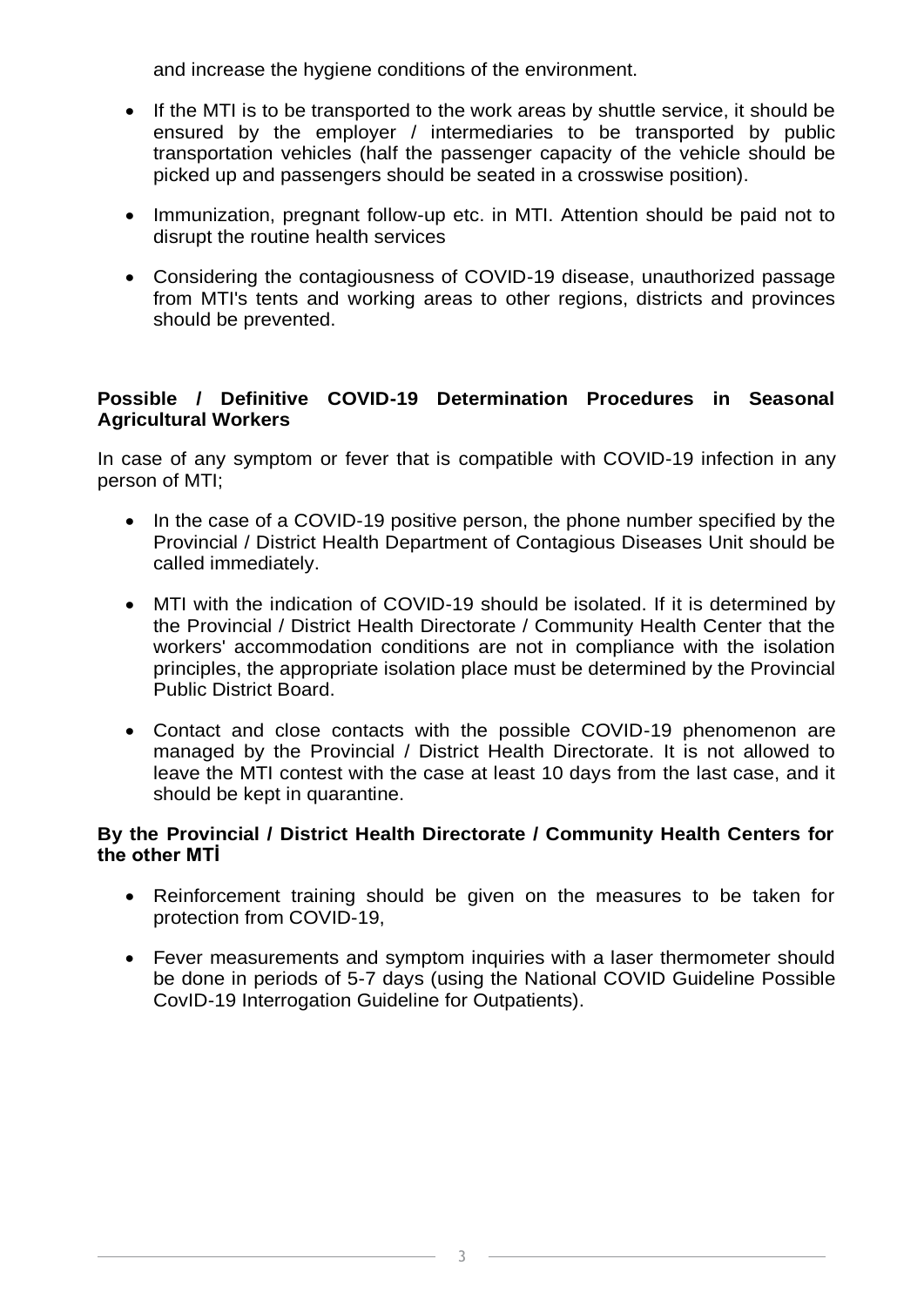and increase the hygiene conditions of the environment.

- If the MTI is to be transported to the work areas by shuttle service, it should be ensured by the employer / intermediaries to be transported by public transportation vehicles (half the passenger capacity of the vehicle should be picked up and passengers should be seated in a crosswise position).
- Immunization, pregnant follow-up etc. in MTI. Attention should be paid not to disrupt the routine health services
- Considering the contagiousness of COVID-19 disease, unauthorized passage from MTI's tents and working areas to other regions, districts and provinces should be prevented.

**Possible / Definitive COVID-19 Determination Procedures in Seasonal Agricultural Workers**

In case of any symptom or fever that is compatible with COVID-19 infection in any person of MTI;

- In the case of a COVID-19 positive person, the phone number specified by the Provincial / District Health Department of Contagious Diseases Unit should be called immediately.
- MTI with the indication of COVID-19 should be isolated. If it is determined by the Provincial / District Health Directorate / Community Health Center that the workers' accommodation conditions are not in compliance with the isolation principles, the appropriate isolation place must be determined by the Provincial Public District Board.
- Contact and close contacts with the possible COVID-19 phenomenon are managed by the Provincial / District Health Directorate. It is not allowed to leave the MTI contest with the case at least 10 days from the last case, and it should be kept in quarantine.

**By the Provincial / District Health Directorate / Community Health Centers for the other MTİ**

- Reinforcement training should be given on the measures to be taken for protection from COVID-19,
- Fever measurements and symptom inquiries with a laser thermometer should be done in periods of 5-7 days (using the National COVID Guideline Possible CovID-19 Interrogation Guideline for Outpatients).